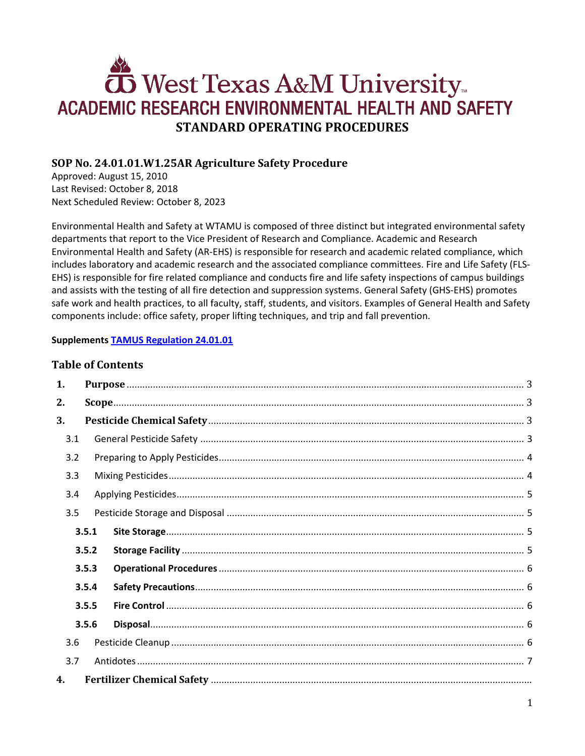# West Texas A&M University

## ACADEMIC RESEARCH ENVIRONMENTAL HEALTH AND SAFETY

## STANDARD OPERATING PROCEDURES

### SOP No. 24.01.01.W1.25AR Agriculture Safety Procedure

Approved: August 15, 2010
Last Revised: October 8, 2018
Next Scheduled Review: October 8, 2023

Environmental Health and Safety at WTAMU is composed of three distinct but integrated environmental safety departments that report to the Vice President of Research and Compliance. Academic and Research Environmental Health and Safety (AR-EHS) is responsible for research and academic related compliance, which includes laboratory and academic research and the associated compliance committees. Fire and Life Safety (FLS-EHS) is responsible for fire related compliance and conducts fire and life safety inspections of campus buildings and assists with the testing of all fire detection and suppression systems. General Safety (GHS-EHS) promotes safe work and health practices, to all faculty, staff, students, and visitors. Examples of General Health and Safety components include: office safety, proper lifting techniques, and trip and fall prevention.

**Supplements TAMUS Regulation 24.01.01**

### Table of Contents

| | | |
|---|---|---|
| **1.** | **Purpose** | 3 |
| **2.** | **Scope** | 3 |
| **3.** | **Pesticide Chemical Safety** | 3 |
| 3.1 | General Pesticide Safety | 3 |
| 3.2 | Preparing to Apply Pesticides | 4 |
| 3.3 | Mixing Pesticides | 4 |
| 3.4 | Applying Pesticides | 5 |
| 3.5 | Pesticide Storage and Disposal | 5 |
| **3.5.1** | **Site Storage** | 5 |
| **3.5.2** | **Storage Facility** | 5 |
| **3.5.3** | **Operational Procedures** | 6 |
| **3.5.4** | **Safety Precautions** | 6 |
| **3.5.5** | **Fire Control** | 6 |
| **3.5.6** | **Disposal** | 6 |
| 3.6 | Pesticide Cleanup | 6 |
| 3.7 | Antidotes | 7 |
| **4.** | **Fertilizer Chemical Safety** | |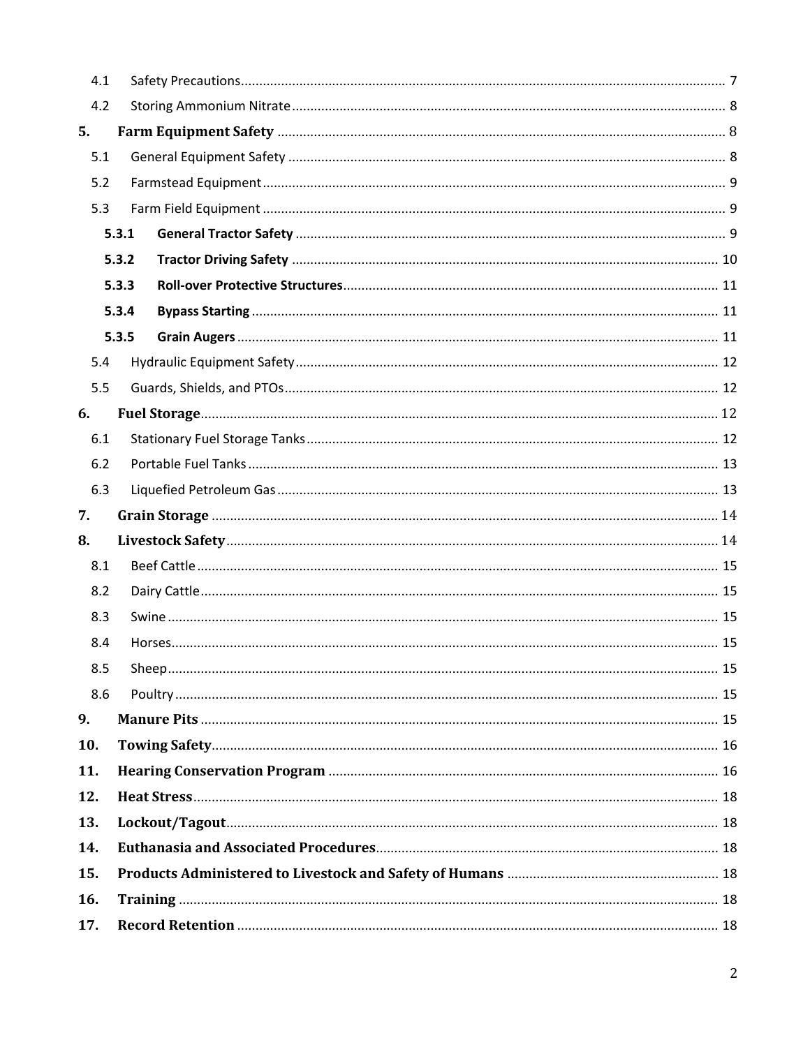4.1 Safety Precautions ..... 7

4.2 Storing Ammonium Nitrate ..... 8

**5. Farm Equipment Safety** ..... 8

5.1 General Equipment Safety ..... 8

5.2 Farmstead Equipment ..... 9

5.3 Farm Field Equipment ..... 9

**5.3.1 General Tractor Safety** ..... 9

**5.3.2 Tractor Driving Safety** ..... 10

**5.3.3 Roll-over Protective Structures** ..... 11

**5.3.4 Bypass Starting** ..... 11

**5.3.5 Grain Augers** ..... 11

5.4 Hydraulic Equipment Safety ..... 12

5.5 Guards, Shields, and PTOs ..... 12

**6. Fuel Storage** ..... 12

6.1 Stationary Fuel Storage Tanks ..... 12

6.2 Portable Fuel Tanks ..... 13

6.3 Liquefied Petroleum Gas ..... 13

**7. Grain Storage** ..... 14

**8. Livestock Safety** ..... 14

8.1 Beef Cattle ..... 15

8.2 Dairy Cattle ..... 15

8.3 Swine ..... 15

8.4 Horses ..... 15

8.5 Sheep ..... 15

8.6 Poultry ..... 15

**9. Manure Pits** ..... 15

**10. Towing Safety** ..... 16

**11. Hearing Conservation Program** ..... 16

**12. Heat Stress** ..... 18

**13. Lockout/Tagout** ..... 18

**14. Euthanasia and Associated Procedures** ..... 18

**15. Products Administered to Livestock and Safety of Humans** ..... 18

**16. Training** ..... 18

**17. Record Retention** ..... 18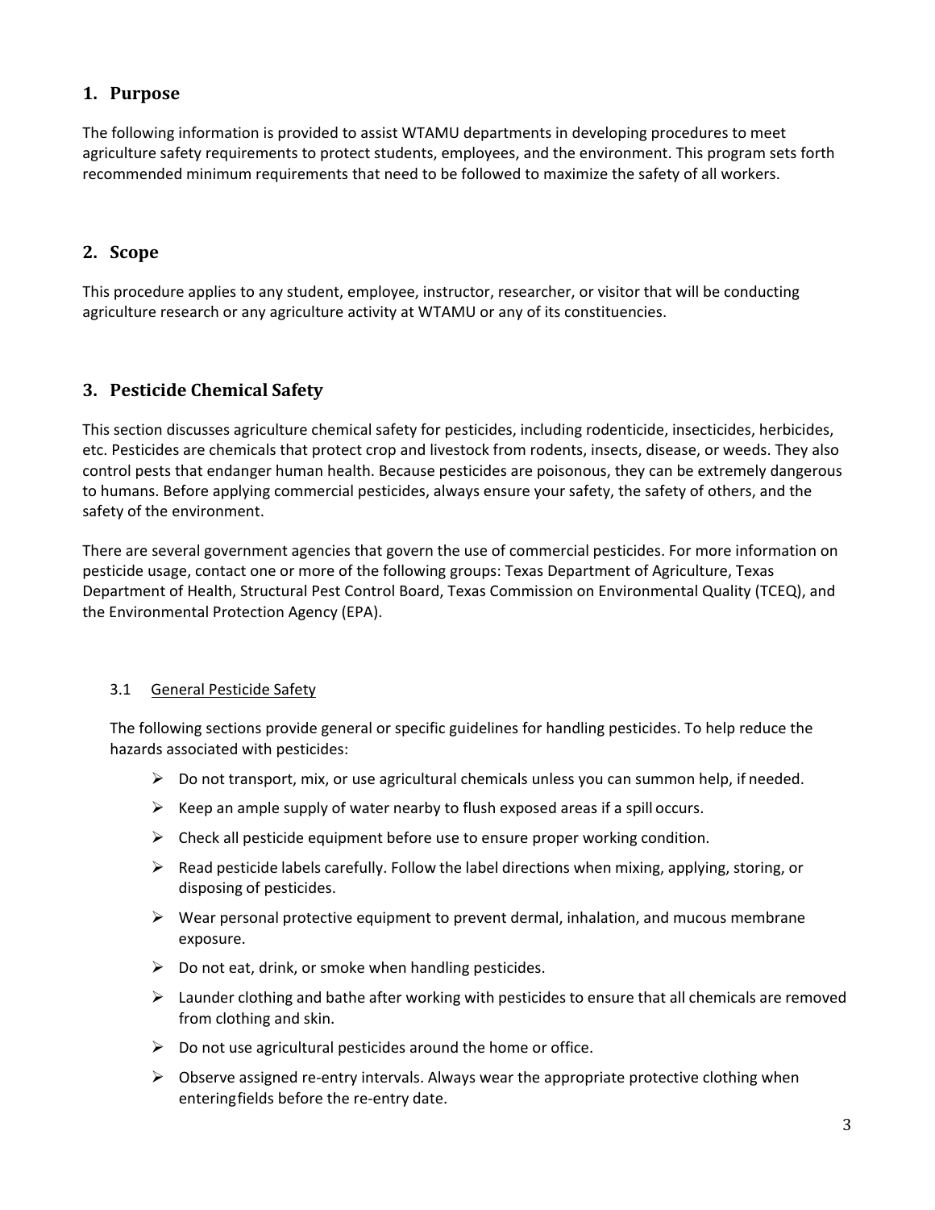## 1. Purpose

The following information is provided to assist WTAMU departments in developing procedures to meet agriculture safety requirements to protect students, employees, and the environment. This program sets forth recommended minimum requirements that need to be followed to maximize the safety of all workers.

## 2. Scope

This procedure applies to any student, employee, instructor, researcher, or visitor that will be conducting agriculture research or any agriculture activity at WTAMU or any of its constituencies.

## 3. Pesticide Chemical Safety

This section discusses agriculture chemical safety for pesticides, including rodenticide, insecticides, herbicides, etc. Pesticides are chemicals that protect crop and livestock from rodents, insects, disease, or weeds. They also control pests that endanger human health. Because pesticides are poisonous, they can be extremely dangerous to humans. Before applying commercial pesticides, always ensure your safety, the safety of others, and the safety of the environment.

There are several government agencies that govern the use of commercial pesticides. For more information on pesticide usage, contact one or more of the following groups: Texas Department of Agriculture, Texas Department of Health, Structural Pest Control Board, Texas Commission on Environmental Quality (TCEQ), and the Environmental Protection Agency (EPA).

### 3.1 General Pesticide Safety

The following sections provide general or specific guidelines for handling pesticides. To help reduce the hazards associated with pesticides:

- Do not transport, mix, or use agricultural chemicals unless you can summon help, if needed.
- Keep an ample supply of water nearby to flush exposed areas if a spill occurs.
- Check all pesticide equipment before use to ensure proper working condition.
- Read pesticide labels carefully. Follow the label directions when mixing, applying, storing, or disposing of pesticides.
- Wear personal protective equipment to prevent dermal, inhalation, and mucous membrane exposure.
- Do not eat, drink, or smoke when handling pesticides.
- Launder clothing and bathe after working with pesticides to ensure that all chemicals are removed from clothing and skin.
- Do not use agricultural pesticides around the home or office.
- Observe assigned re-entry intervals. Always wear the appropriate protective clothing when entering fields before the re-entry date.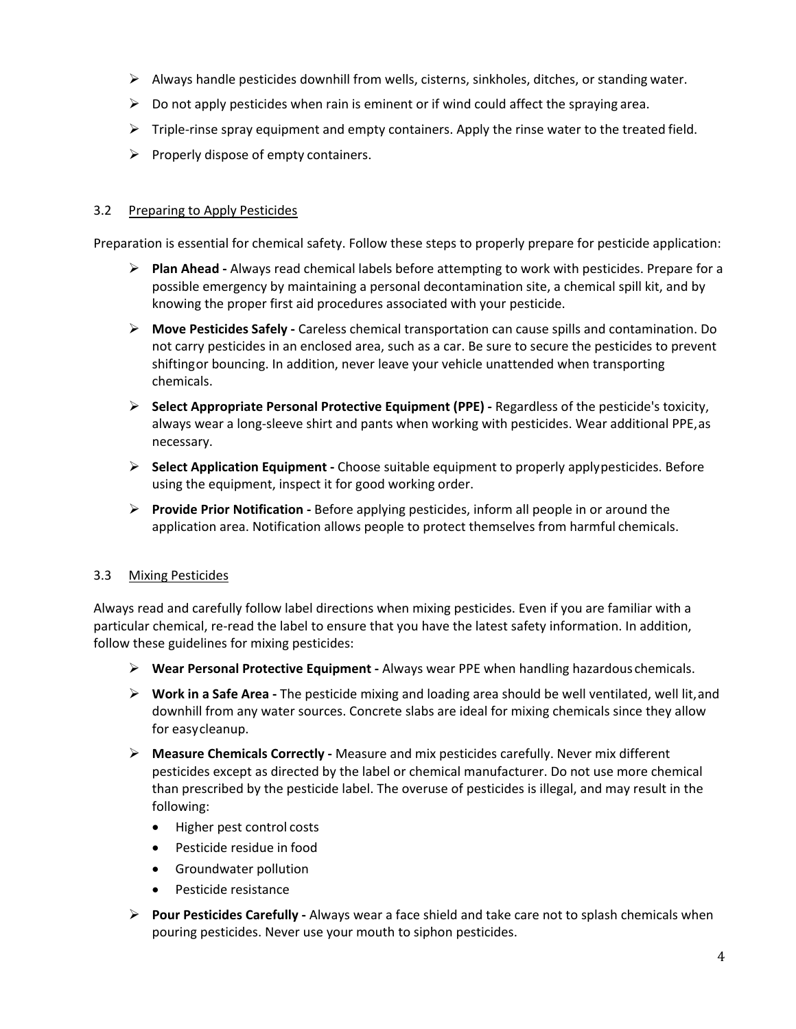- Always handle pesticides downhill from wells, cisterns, sinkholes, ditches, or standing water.
- Do not apply pesticides when rain is eminent or if wind could affect the spraying area.
- Triple-rinse spray equipment and empty containers. Apply the rinse water to the treated field.
- Properly dispose of empty containers.

### 3.2 Preparing to Apply Pesticides

Preparation is essential for chemical safety. Follow these steps to properly prepare for pesticide application:

- **Plan Ahead -** Always read chemical labels before attempting to work with pesticides. Prepare for a possible emergency by maintaining a personal decontamination site, a chemical spill kit, and by knowing the proper first aid procedures associated with your pesticide.
- **Move Pesticides Safely -** Careless chemical transportation can cause spills and contamination. Do not carry pesticides in an enclosed area, such as a car. Be sure to secure the pesticides to prevent shifting or bouncing. In addition, never leave your vehicle unattended when transporting chemicals.
- **Select Appropriate Personal Protective Equipment (PPE) -** Regardless of the pesticide's toxicity, always wear a long-sleeve shirt and pants when working with pesticides. Wear additional PPE, as necessary.
- **Select Application Equipment -** Choose suitable equipment to properly apply pesticides. Before using the equipment, inspect it for good working order.
- **Provide Prior Notification -** Before applying pesticides, inform all people in or around the application area. Notification allows people to protect themselves from harmful chemicals.

### 3.3 Mixing Pesticides

Always read and carefully follow label directions when mixing pesticides. Even if you are familiar with a particular chemical, re-read the label to ensure that you have the latest safety information. In addition, follow these guidelines for mixing pesticides:

- **Wear Personal Protective Equipment -** Always wear PPE when handling hazardous chemicals.
- **Work in a Safe Area -** The pesticide mixing and loading area should be well ventilated, well lit, and downhill from any water sources. Concrete slabs are ideal for mixing chemicals since they allow for easy cleanup.
- **Measure Chemicals Correctly -** Measure and mix pesticides carefully. Never mix different pesticides except as directed by the label or chemical manufacturer. Do not use more chemical than prescribed by the pesticide label. The overuse of pesticides is illegal, and may result in the following:
  - Higher pest control costs
  - Pesticide residue in food
  - Groundwater pollution
  - Pesticide resistance
- **Pour Pesticides Carefully -** Always wear a face shield and take care not to splash chemicals when pouring pesticides. Never use your mouth to siphon pesticides.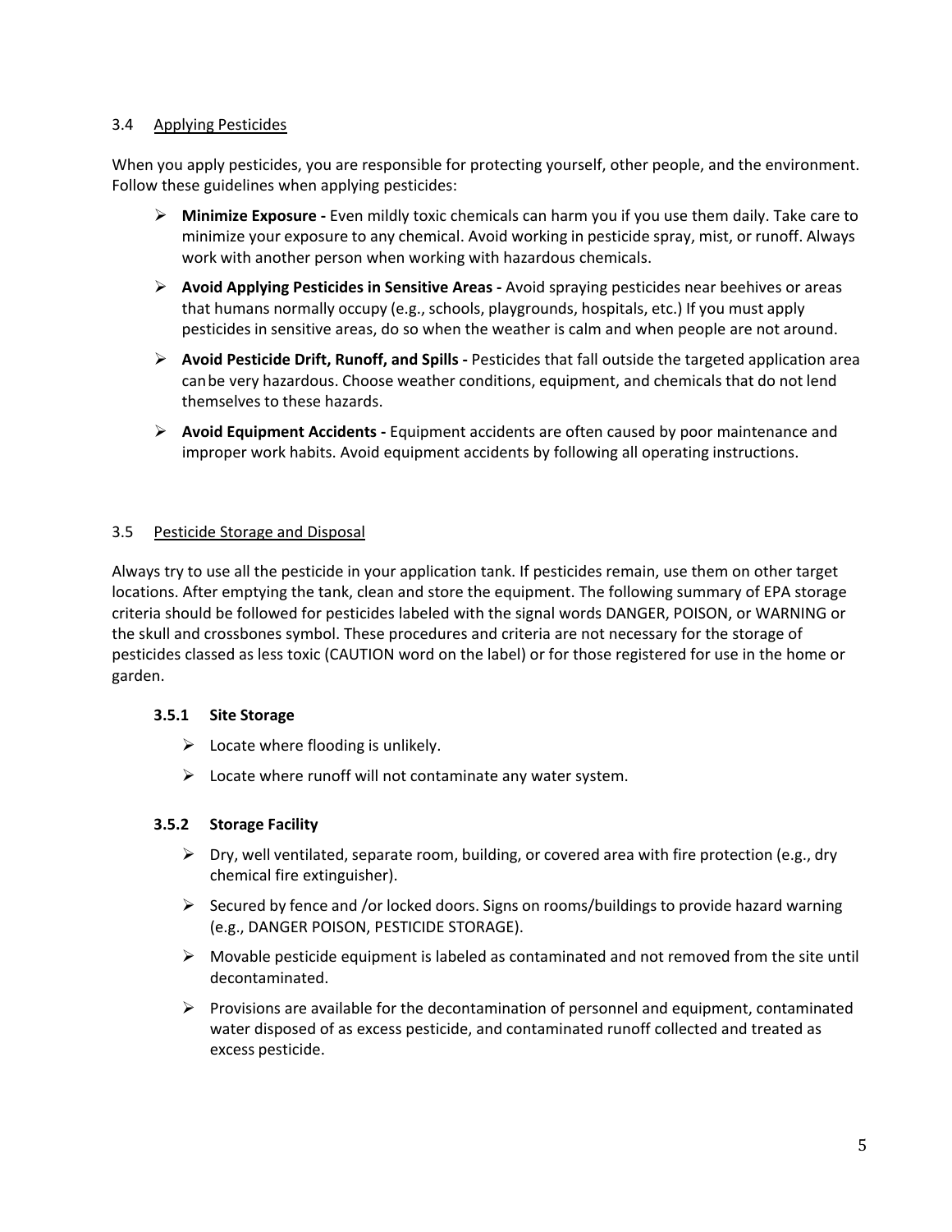## 3.4 Applying Pesticides

When you apply pesticides, you are responsible for protecting yourself, other people, and the environment. Follow these guidelines when applying pesticides:

- **Minimize Exposure -** Even mildly toxic chemicals can harm you if you use them daily. Take care to minimize your exposure to any chemical. Avoid working in pesticide spray, mist, or runoff. Always work with another person when working with hazardous chemicals.
- **Avoid Applying Pesticides in Sensitive Areas -** Avoid spraying pesticides near beehives or areas that humans normally occupy (e.g., schools, playgrounds, hospitals, etc.) If you must apply pesticides in sensitive areas, do so when the weather is calm and when people are not around.
- **Avoid Pesticide Drift, Runoff, and Spills -** Pesticides that fall outside the targeted application area can be very hazardous. Choose weather conditions, equipment, and chemicals that do not lend themselves to these hazards.
- **Avoid Equipment Accidents -** Equipment accidents are often caused by poor maintenance and improper work habits. Avoid equipment accidents by following all operating instructions.

## 3.5 Pesticide Storage and Disposal

Always try to use all the pesticide in your application tank. If pesticides remain, use them on other target locations. After emptying the tank, clean and store the equipment. The following summary of EPA storage criteria should be followed for pesticides labeled with the signal words DANGER, POISON, or WARNING or the skull and crossbones symbol. These procedures and criteria are not necessary for the storage of pesticides classed as less toxic (CAUTION word on the label) or for those registered for use in the home or garden.

### 3.5.1 Site Storage

- Locate where flooding is unlikely.
- Locate where runoff will not contaminate any water system.

### 3.5.2 Storage Facility

- Dry, well ventilated, separate room, building, or covered area with fire protection (e.g., dry chemical fire extinguisher).
- Secured by fence and /or locked doors. Signs on rooms/buildings to provide hazard warning (e.g., DANGER POISON, PESTICIDE STORAGE).
- Movable pesticide equipment is labeled as contaminated and not removed from the site until decontaminated.
- Provisions are available for the decontamination of personnel and equipment, contaminated water disposed of as excess pesticide, and contaminated runoff collected and treated as excess pesticide.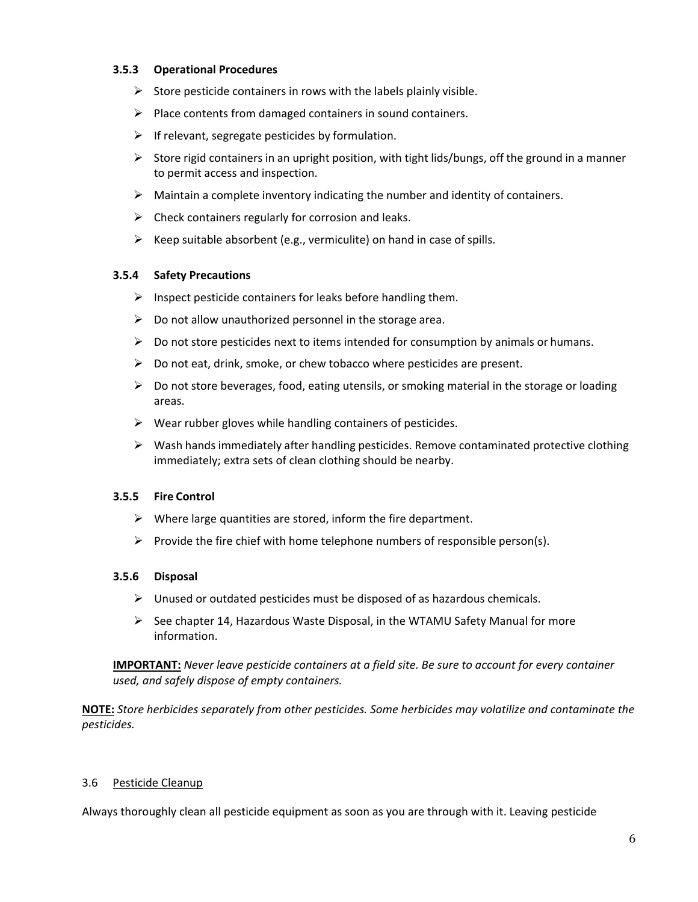#### 3.5.3 Operational Procedures

- Store pesticide containers in rows with the labels plainly visible.
- Place contents from damaged containers in sound containers.
- If relevant, segregate pesticides by formulation.
- Store rigid containers in an upright position, with tight lids/bungs, off the ground in a manner to permit access and inspection.
- Maintain a complete inventory indicating the number and identity of containers.
- Check containers regularly for corrosion and leaks.
- Keep suitable absorbent (e.g., vermiculite) on hand in case of spills.

#### 3.5.4 Safety Precautions

- Inspect pesticide containers for leaks before handling them.
- Do not allow unauthorized personnel in the storage area.
- Do not store pesticides next to items intended for consumption by animals or humans.
- Do not eat, drink, smoke, or chew tobacco where pesticides are present.
- Do not store beverages, food, eating utensils, or smoking material in the storage or loading areas.
- Wear rubber gloves while handling containers of pesticides.
- Wash hands immediately after handling pesticides. Remove contaminated protective clothing immediately; extra sets of clean clothing should be nearby.

#### 3.5.5 Fire Control

- Where large quantities are stored, inform the fire department.
- Provide the fire chief with home telephone numbers of responsible person(s).

#### 3.5.6 Disposal

- Unused or outdated pesticides must be disposed of as hazardous chemicals.
- See chapter 14, Hazardous Waste Disposal, in the WTAMU Safety Manual for more information.

**IMPORTANT:** *Never leave pesticide containers at a field site. Be sure to account for every container used, and safely dispose of empty containers.*

**NOTE:** *Store herbicides separately from other pesticides. Some herbicides may volatilize and contaminate the pesticides.*

### 3.6 Pesticide Cleanup

Always thoroughly clean all pesticide equipment as soon as you are through with it. Leaving pesticide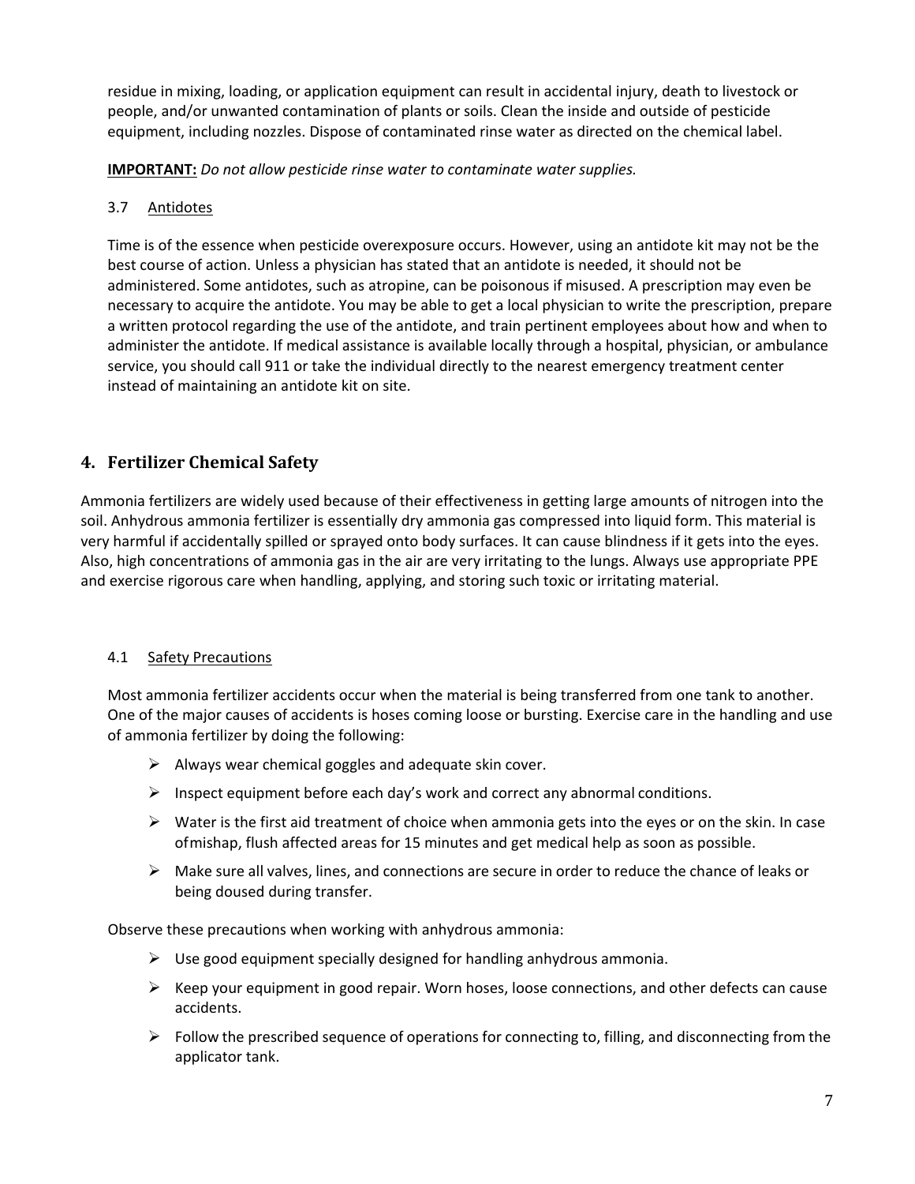residue in mixing, loading, or application equipment can result in accidental injury, death to livestock or people, and/or unwanted contamination of plants or soils. Clean the inside and outside of pesticide equipment, including nozzles. Dispose of contaminated rinse water as directed on the chemical label.

**IMPORTANT:** *Do not allow pesticide rinse water to contaminate water supplies.*

### 3.7 Antidotes

Time is of the essence when pesticide overexposure occurs. However, using an antidote kit may not be the best course of action. Unless a physician has stated that an antidote is needed, it should not be administered. Some antidotes, such as atropine, can be poisonous if misused. A prescription may even be necessary to acquire the antidote. You may be able to get a local physician to write the prescription, prepare a written protocol regarding the use of the antidote, and train pertinent employees about how and when to administer the antidote. If medical assistance is available locally through a hospital, physician, or ambulance service, you should call 911 or take the individual directly to the nearest emergency treatment center instead of maintaining an antidote kit on site.

## 4. Fertilizer Chemical Safety

Ammonia fertilizers are widely used because of their effectiveness in getting large amounts of nitrogen into the soil. Anhydrous ammonia fertilizer is essentially dry ammonia gas compressed into liquid form. This material is very harmful if accidentally spilled or sprayed onto body surfaces. It can cause blindness if it gets into the eyes. Also, high concentrations of ammonia gas in the air are very irritating to the lungs. Always use appropriate PPE and exercise rigorous care when handling, applying, and storing such toxic or irritating material.

### 4.1 Safety Precautions

Most ammonia fertilizer accidents occur when the material is being transferred from one tank to another. One of the major causes of accidents is hoses coming loose or bursting. Exercise care in the handling and use of ammonia fertilizer by doing the following:

- Always wear chemical goggles and adequate skin cover.
- Inspect equipment before each day's work and correct any abnormal conditions.
- Water is the first aid treatment of choice when ammonia gets into the eyes or on the skin. In case of mishap, flush affected areas for 15 minutes and get medical help as soon as possible.
- Make sure all valves, lines, and connections are secure in order to reduce the chance of leaks or being doused during transfer.

Observe these precautions when working with anhydrous ammonia:

- Use good equipment specially designed for handling anhydrous ammonia.
- Keep your equipment in good repair. Worn hoses, loose connections, and other defects can cause accidents.
- Follow the prescribed sequence of operations for connecting to, filling, and disconnecting from the applicator tank.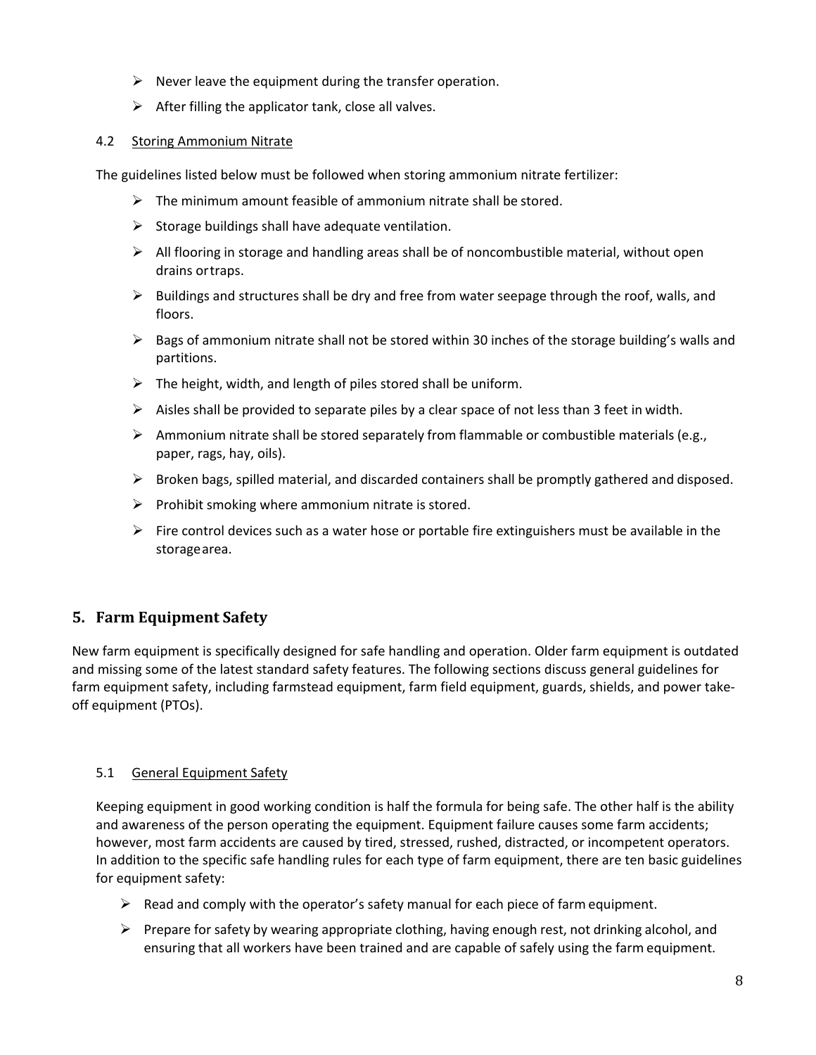- Never leave the equipment during the transfer operation.
- After filling the applicator tank, close all valves.

### 4.2 Storing Ammonium Nitrate

The guidelines listed below must be followed when storing ammonium nitrate fertilizer:

- The minimum amount feasible of ammonium nitrate shall be stored.
- Storage buildings shall have adequate ventilation.
- All flooring in storage and handling areas shall be of noncombustible material, without open drains or traps.
- Buildings and structures shall be dry and free from water seepage through the roof, walls, and floors.
- Bags of ammonium nitrate shall not be stored within 30 inches of the storage building's walls and partitions.
- The height, width, and length of piles stored shall be uniform.
- Aisles shall be provided to separate piles by a clear space of not less than 3 feet in width.
- Ammonium nitrate shall be stored separately from flammable or combustible materials (e.g., paper, rags, hay, oils).
- Broken bags, spilled material, and discarded containers shall be promptly gathered and disposed.
- Prohibit smoking where ammonium nitrate is stored.
- Fire control devices such as a water hose or portable fire extinguishers must be available in the storage area.

## 5. Farm Equipment Safety

New farm equipment is specifically designed for safe handling and operation. Older farm equipment is outdated and missing some of the latest standard safety features. The following sections discuss general guidelines for farm equipment safety, including farmstead equipment, farm field equipment, guards, shields, and power take-off equipment (PTOs).

### 5.1 General Equipment Safety

Keeping equipment in good working condition is half the formula for being safe. The other half is the ability and awareness of the person operating the equipment. Equipment failure causes some farm accidents; however, most farm accidents are caused by tired, stressed, rushed, distracted, or incompetent operators. In addition to the specific safe handling rules for each type of farm equipment, there are ten basic guidelines for equipment safety:

- Read and comply with the operator's safety manual for each piece of farm equipment.
- Prepare for safety by wearing appropriate clothing, having enough rest, not drinking alcohol, and ensuring that all workers have been trained and are capable of safely using the farm equipment.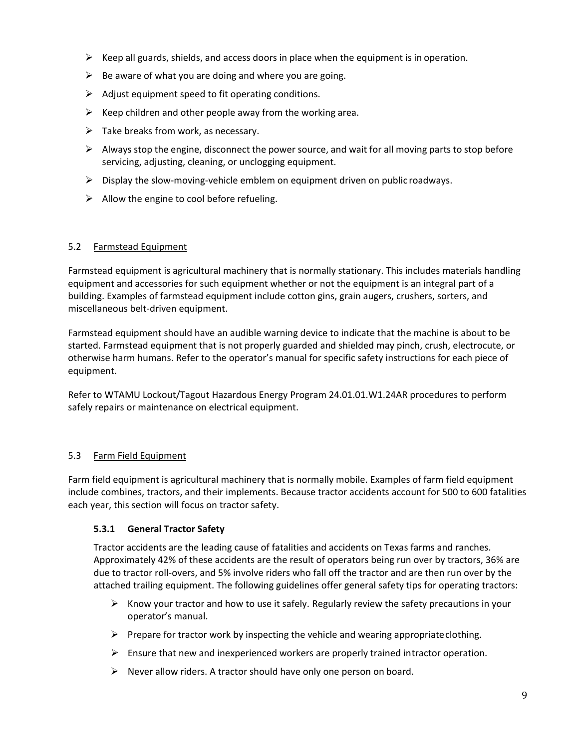- Keep all guards, shields, and access doors in place when the equipment is in operation.
- Be aware of what you are doing and where you are going.
- Adjust equipment speed to fit operating conditions.
- Keep children and other people away from the working area.
- Take breaks from work, as necessary.
- Always stop the engine, disconnect the power source, and wait for all moving parts to stop before servicing, adjusting, cleaning, or unclogging equipment.
- Display the slow-moving-vehicle emblem on equipment driven on public roadways.
- Allow the engine to cool before refueling.

## 5.2 Farmstead Equipment

Farmstead equipment is agricultural machinery that is normally stationary. This includes materials handling equipment and accessories for such equipment whether or not the equipment is an integral part of a building. Examples of farmstead equipment include cotton gins, grain augers, crushers, sorters, and miscellaneous belt-driven equipment.

Farmstead equipment should have an audible warning device to indicate that the machine is about to be started. Farmstead equipment that is not properly guarded and shielded may pinch, crush, electrocute, or otherwise harm humans. Refer to the operator's manual for specific safety instructions for each piece of equipment.

Refer to WTAMU Lockout/Tagout Hazardous Energy Program 24.01.01.W1.24AR procedures to perform safely repairs or maintenance on electrical equipment.

## 5.3 Farm Field Equipment

Farm field equipment is agricultural machinery that is normally mobile. Examples of farm field equipment include combines, tractors, and their implements. Because tractor accidents account for 500 to 600 fatalities each year, this section will focus on tractor safety.

### 5.3.1 General Tractor Safety

Tractor accidents are the leading cause of fatalities and accidents on Texas farms and ranches. Approximately 42% of these accidents are the result of operators being run over by tractors, 36% are due to tractor roll-overs, and 5% involve riders who fall off the tractor and are then run over by the attached trailing equipment. The following guidelines offer general safety tips for operating tractors:

- Know your tractor and how to use it safely. Regularly review the safety precautions in your operator's manual.
- Prepare for tractor work by inspecting the vehicle and wearing appropriate clothing.
- Ensure that new and inexperienced workers are properly trained in tractor operation.
- Never allow riders. A tractor should have only one person on board.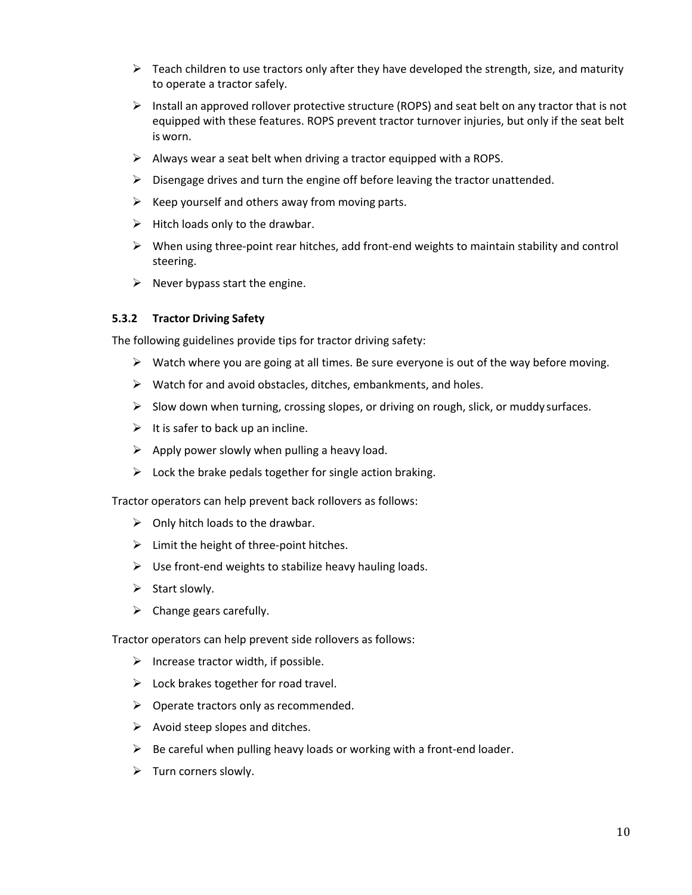- Teach children to use tractors only after they have developed the strength, size, and maturity to operate a tractor safely.
- Install an approved rollover protective structure (ROPS) and seat belt on any tractor that is not equipped with these features. ROPS prevent tractor turnover injuries, but only if the seat belt is worn.
- Always wear a seat belt when driving a tractor equipped with a ROPS.
- Disengage drives and turn the engine off before leaving the tractor unattended.
- Keep yourself and others away from moving parts.
- Hitch loads only to the drawbar.
- When using three-point rear hitches, add front-end weights to maintain stability and control steering.
- Never bypass start the engine.

### 5.3.2 Tractor Driving Safety

The following guidelines provide tips for tractor driving safety:

- Watch where you are going at all times. Be sure everyone is out of the way before moving.
- Watch for and avoid obstacles, ditches, embankments, and holes.
- Slow down when turning, crossing slopes, or driving on rough, slick, or muddy surfaces.
- It is safer to back up an incline.
- Apply power slowly when pulling a heavy load.
- Lock the brake pedals together for single action braking.

Tractor operators can help prevent back rollovers as follows:

- Only hitch loads to the drawbar.
- Limit the height of three-point hitches.
- Use front-end weights to stabilize heavy hauling loads.
- Start slowly.
- Change gears carefully.

Tractor operators can help prevent side rollovers as follows:

- Increase tractor width, if possible.
- Lock brakes together for road travel.
- Operate tractors only as recommended.
- Avoid steep slopes and ditches.
- Be careful when pulling heavy loads or working with a front-end loader.
- Turn corners slowly.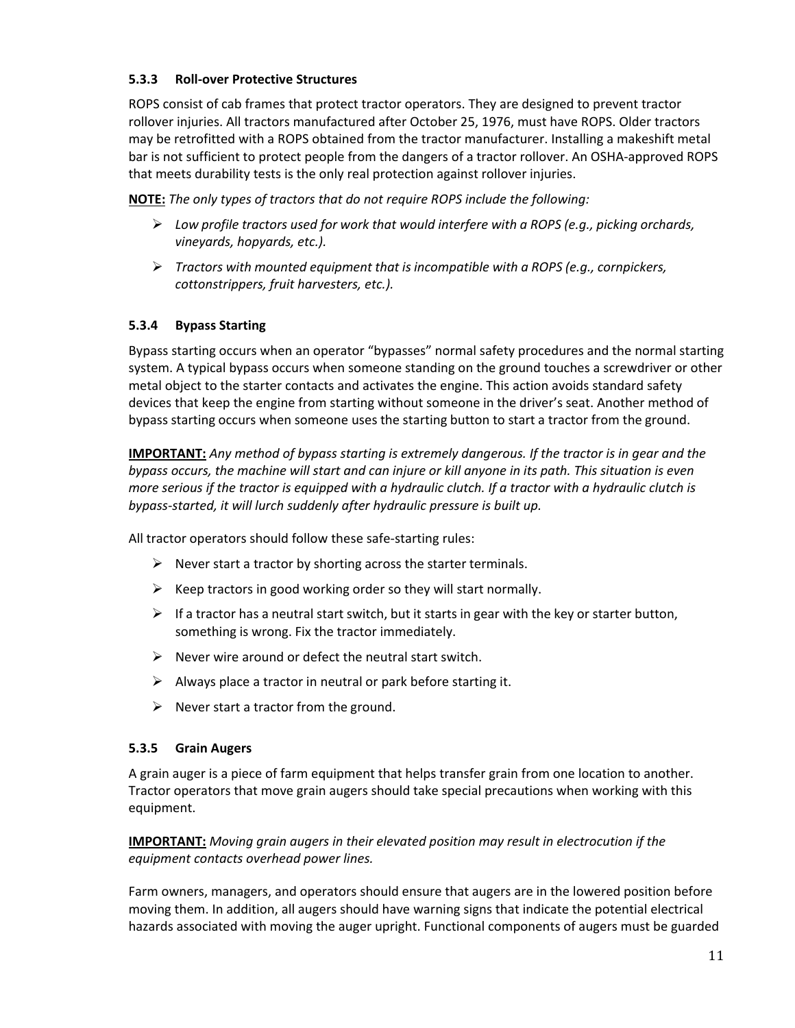### 5.3.3 Roll-over Protective Structures

ROPS consist of cab frames that protect tractor operators. They are designed to prevent tractor rollover injuries. All tractors manufactured after October 25, 1976, must have ROPS. Older tractors may be retrofitted with a ROPS obtained from the tractor manufacturer. Installing a makeshift metal bar is not sufficient to protect people from the dangers of a tractor rollover. An OSHA-approved ROPS that meets durability tests is the only real protection against rollover injuries.

**NOTE:** *The only types of tractors that do not require ROPS include the following:*

- *Low profile tractors used for work that would interfere with a ROPS (e.g., picking orchards, vineyards, hopyards, etc.).*
- *Tractors with mounted equipment that is incompatible with a ROPS (e.g., cornpickers, cottonstrippers, fruit harvesters, etc.).*

### 5.3.4 Bypass Starting

Bypass starting occurs when an operator "bypasses" normal safety procedures and the normal starting system. A typical bypass occurs when someone standing on the ground touches a screwdriver or other metal object to the starter contacts and activates the engine. This action avoids standard safety devices that keep the engine from starting without someone in the driver's seat. Another method of bypass starting occurs when someone uses the starting button to start a tractor from the ground.

**IMPORTANT:** *Any method of bypass starting is extremely dangerous. If the tractor is in gear and the bypass occurs, the machine will start and can injure or kill anyone in its path. This situation is even more serious if the tractor is equipped with a hydraulic clutch. If a tractor with a hydraulic clutch is bypass-started, it will lurch suddenly after hydraulic pressure is built up.*

All tractor operators should follow these safe-starting rules:

- Never start a tractor by shorting across the starter terminals.
- Keep tractors in good working order so they will start normally.
- If a tractor has a neutral start switch, but it starts in gear with the key or starter button, something is wrong. Fix the tractor immediately.
- Never wire around or defect the neutral start switch.
- Always place a tractor in neutral or park before starting it.
- Never start a tractor from the ground.

### 5.3.5 Grain Augers

A grain auger is a piece of farm equipment that helps transfer grain from one location to another. Tractor operators that move grain augers should take special precautions when working with this equipment.

**IMPORTANT:** *Moving grain augers in their elevated position may result in electrocution if the equipment contacts overhead power lines.*

Farm owners, managers, and operators should ensure that augers are in the lowered position before moving them. In addition, all augers should have warning signs that indicate the potential electrical hazards associated with moving the auger upright. Functional components of augers must be guarded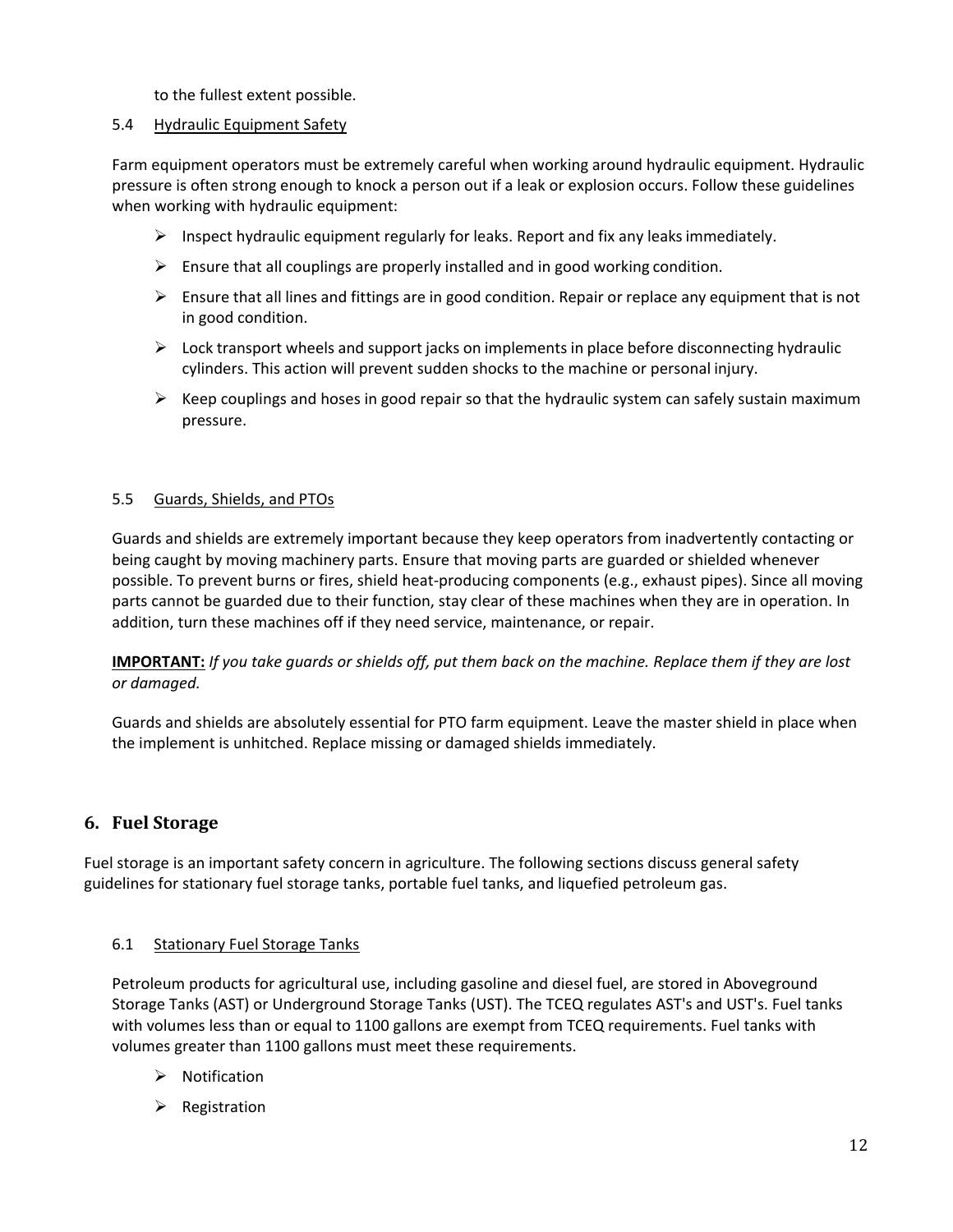to the fullest extent possible.

### 5.4 Hydraulic Equipment Safety

Farm equipment operators must be extremely careful when working around hydraulic equipment. Hydraulic pressure is often strong enough to knock a person out if a leak or explosion occurs. Follow these guidelines when working with hydraulic equipment:

- Inspect hydraulic equipment regularly for leaks. Report and fix any leaks immediately.
- Ensure that all couplings are properly installed and in good working condition.
- Ensure that all lines and fittings are in good condition. Repair or replace any equipment that is not in good condition.
- Lock transport wheels and support jacks on implements in place before disconnecting hydraulic cylinders. This action will prevent sudden shocks to the machine or personal injury.
- Keep couplings and hoses in good repair so that the hydraulic system can safely sustain maximum pressure.

### 5.5 Guards, Shields, and PTOs

Guards and shields are extremely important because they keep operators from inadvertently contacting or being caught by moving machinery parts. Ensure that moving parts are guarded or shielded whenever possible. To prevent burns or fires, shield heat-producing components (e.g., exhaust pipes). Since all moving parts cannot be guarded due to their function, stay clear of these machines when they are in operation. In addition, turn these machines off if they need service, maintenance, or repair.

**IMPORTANT:** *If you take guards or shields off, put them back on the machine. Replace them if they are lost or damaged.*

Guards and shields are absolutely essential for PTO farm equipment. Leave the master shield in place when the implement is unhitched. Replace missing or damaged shields immediately.

## 6. Fuel Storage

Fuel storage is an important safety concern in agriculture. The following sections discuss general safety guidelines for stationary fuel storage tanks, portable fuel tanks, and liquefied petroleum gas.

### 6.1 Stationary Fuel Storage Tanks

Petroleum products for agricultural use, including gasoline and diesel fuel, are stored in Aboveground Storage Tanks (AST) or Underground Storage Tanks (UST). The TCEQ regulates AST's and UST's. Fuel tanks with volumes less than or equal to 1100 gallons are exempt from TCEQ requirements. Fuel tanks with volumes greater than 1100 gallons must meet these requirements.

- Notification
- Registration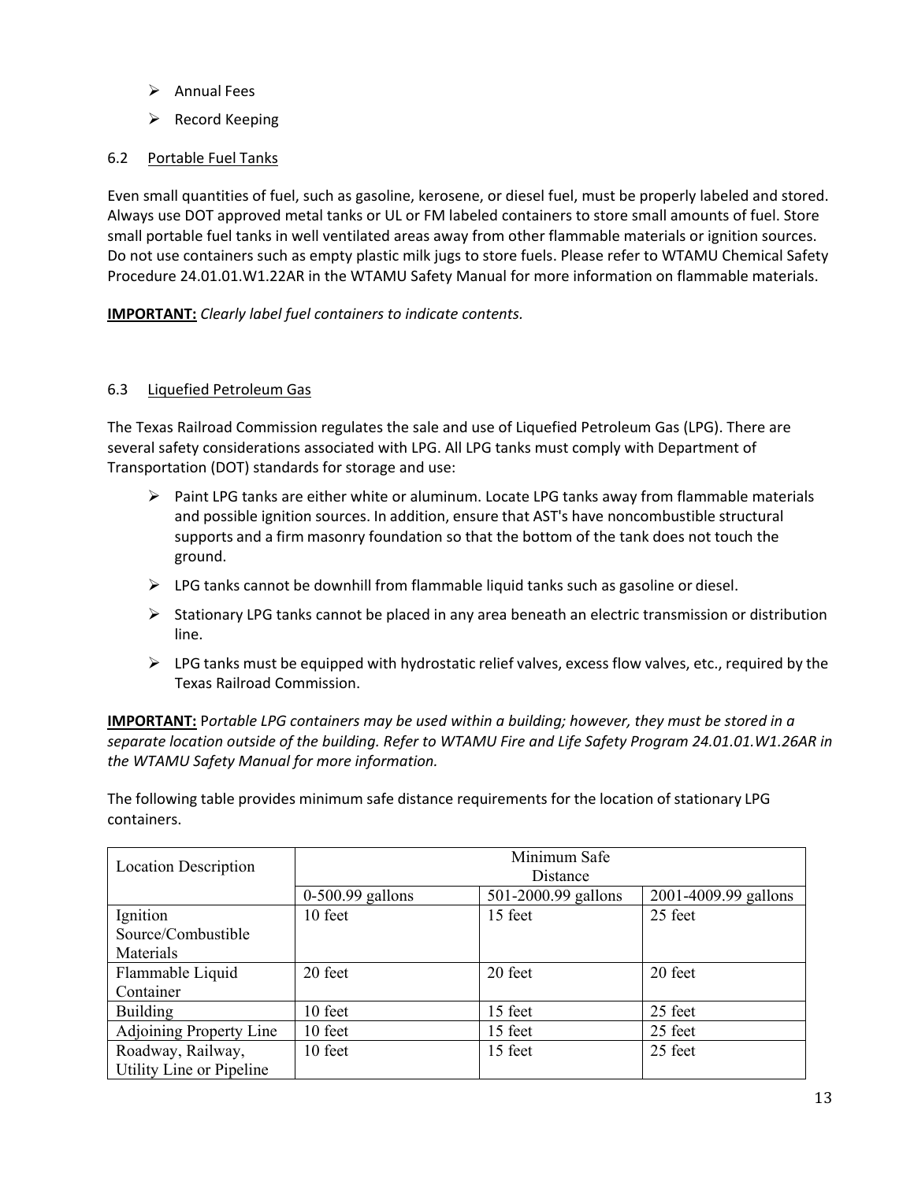- Annual Fees
- Record Keeping

### 6.2 Portable Fuel Tanks

Even small quantities of fuel, such as gasoline, kerosene, or diesel fuel, must be properly labeled and stored. Always use DOT approved metal tanks or UL or FM labeled containers to store small amounts of fuel. Store small portable fuel tanks in well ventilated areas away from other flammable materials or ignition sources. Do not use containers such as empty plastic milk jugs to store fuels. Please refer to WTAMU Chemical Safety Procedure 24.01.01.W1.22AR in the WTAMU Safety Manual for more information on flammable materials.

**IMPORTANT:** *Clearly label fuel containers to indicate contents.*

### 6.3 Liquefied Petroleum Gas

The Texas Railroad Commission regulates the sale and use of Liquefied Petroleum Gas (LPG). There are several safety considerations associated with LPG. All LPG tanks must comply with Department of Transportation (DOT) standards for storage and use:

- Paint LPG tanks are either white or aluminum. Locate LPG tanks away from flammable materials and possible ignition sources. In addition, ensure that AST's have noncombustible structural supports and a firm masonry foundation so that the bottom of the tank does not touch the ground.
- LPG tanks cannot be downhill from flammable liquid tanks such as gasoline or diesel.
- Stationary LPG tanks cannot be placed in any area beneath an electric transmission or distribution line.
- LPG tanks must be equipped with hydrostatic relief valves, excess flow valves, etc., required by the Texas Railroad Commission.

**IMPORTANT:** P*ortable LPG containers may be used within a building; however, they must be stored in a separate location outside of the building. Refer to WTAMU Fire and Life Safety Program 24.01.01.W1.26AR in the WTAMU Safety Manual for more information.*

The following table provides minimum safe distance requirements for the location of stationary LPG containers.

| Location Description | Minimum Safe Distance | | |
|---|---|---|---|
| | 0-500.99 gallons | 501-2000.99 gallons | 2001-4009.99 gallons |
| Ignition Source/Combustible Materials | 10 feet | 15 feet | 25 feet |
| Flammable Liquid Container | 20 feet | 20 feet | 20 feet |
| Building | 10 feet | 15 feet | 25 feet |
| Adjoining Property Line | 10 feet | 15 feet | 25 feet |
| Roadway, Railway, Utility Line or Pipeline | 10 feet | 15 feet | 25 feet |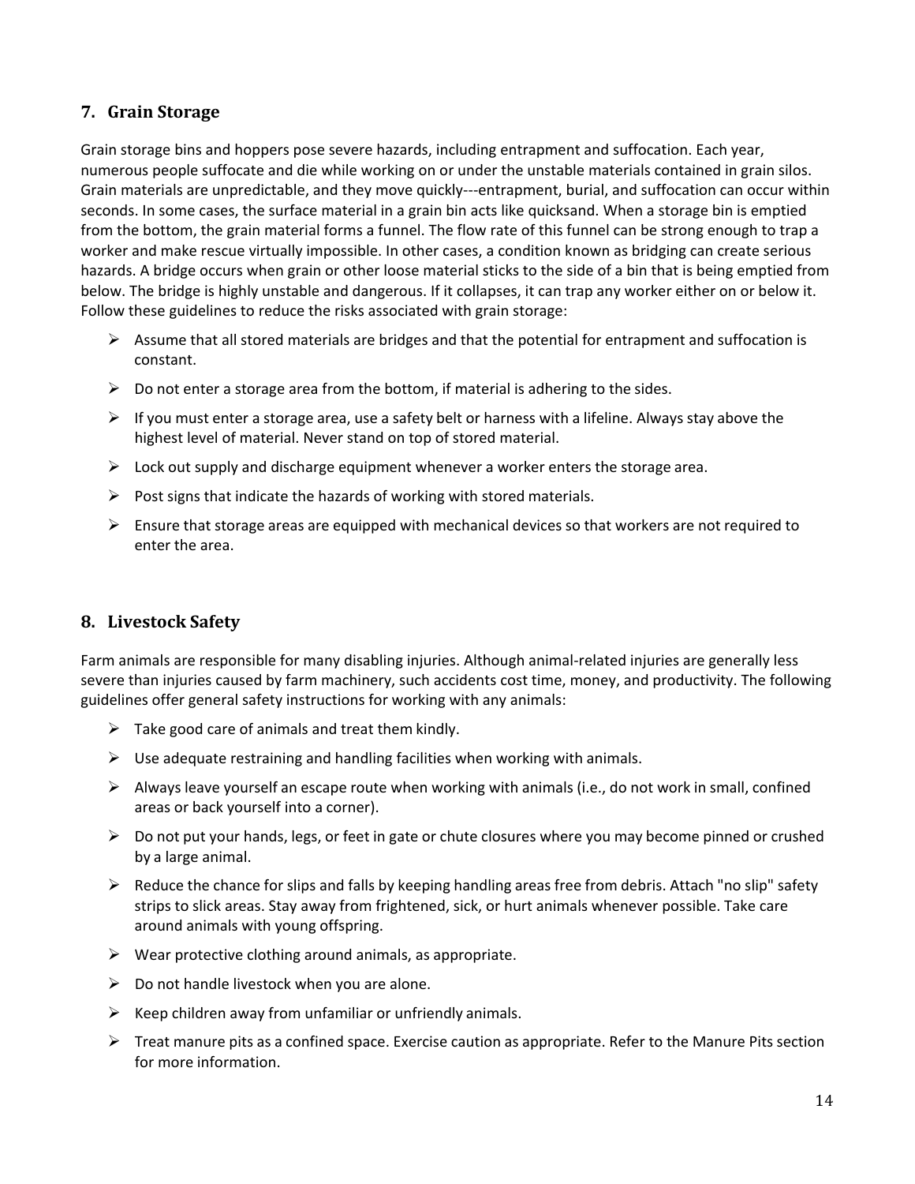## 7. Grain Storage

Grain storage bins and hoppers pose severe hazards, including entrapment and suffocation. Each year, numerous people suffocate and die while working on or under the unstable materials contained in grain silos. Grain materials are unpredictable, and they move quickly---entrapment, burial, and suffocation can occur within seconds. In some cases, the surface material in a grain bin acts like quicksand. When a storage bin is emptied from the bottom, the grain material forms a funnel. The flow rate of this funnel can be strong enough to trap a worker and make rescue virtually impossible. In other cases, a condition known as bridging can create serious hazards. A bridge occurs when grain or other loose material sticks to the side of a bin that is being emptied from below. The bridge is highly unstable and dangerous. If it collapses, it can trap any worker either on or below it. Follow these guidelines to reduce the risks associated with grain storage:

- Assume that all stored materials are bridges and that the potential for entrapment and suffocation is constant.
- Do not enter a storage area from the bottom, if material is adhering to the sides.
- If you must enter a storage area, use a safety belt or harness with a lifeline. Always stay above the highest level of material. Never stand on top of stored material.
- Lock out supply and discharge equipment whenever a worker enters the storage area.
- Post signs that indicate the hazards of working with stored materials.
- Ensure that storage areas are equipped with mechanical devices so that workers are not required to enter the area.

## 8. Livestock Safety

Farm animals are responsible for many disabling injuries. Although animal-related injuries are generally less severe than injuries caused by farm machinery, such accidents cost time, money, and productivity. The following guidelines offer general safety instructions for working with any animals:

- Take good care of animals and treat them kindly.
- Use adequate restraining and handling facilities when working with animals.
- Always leave yourself an escape route when working with animals (i.e., do not work in small, confined areas or back yourself into a corner).
- Do not put your hands, legs, or feet in gate or chute closures where you may become pinned or crushed by a large animal.
- Reduce the chance for slips and falls by keeping handling areas free from debris. Attach "no slip" safety strips to slick areas. Stay away from frightened, sick, or hurt animals whenever possible. Take care around animals with young offspring.
- Wear protective clothing around animals, as appropriate.
- Do not handle livestock when you are alone.
- Keep children away from unfamiliar or unfriendly animals.
- Treat manure pits as a confined space. Exercise caution as appropriate. Refer to the Manure Pits section for more information.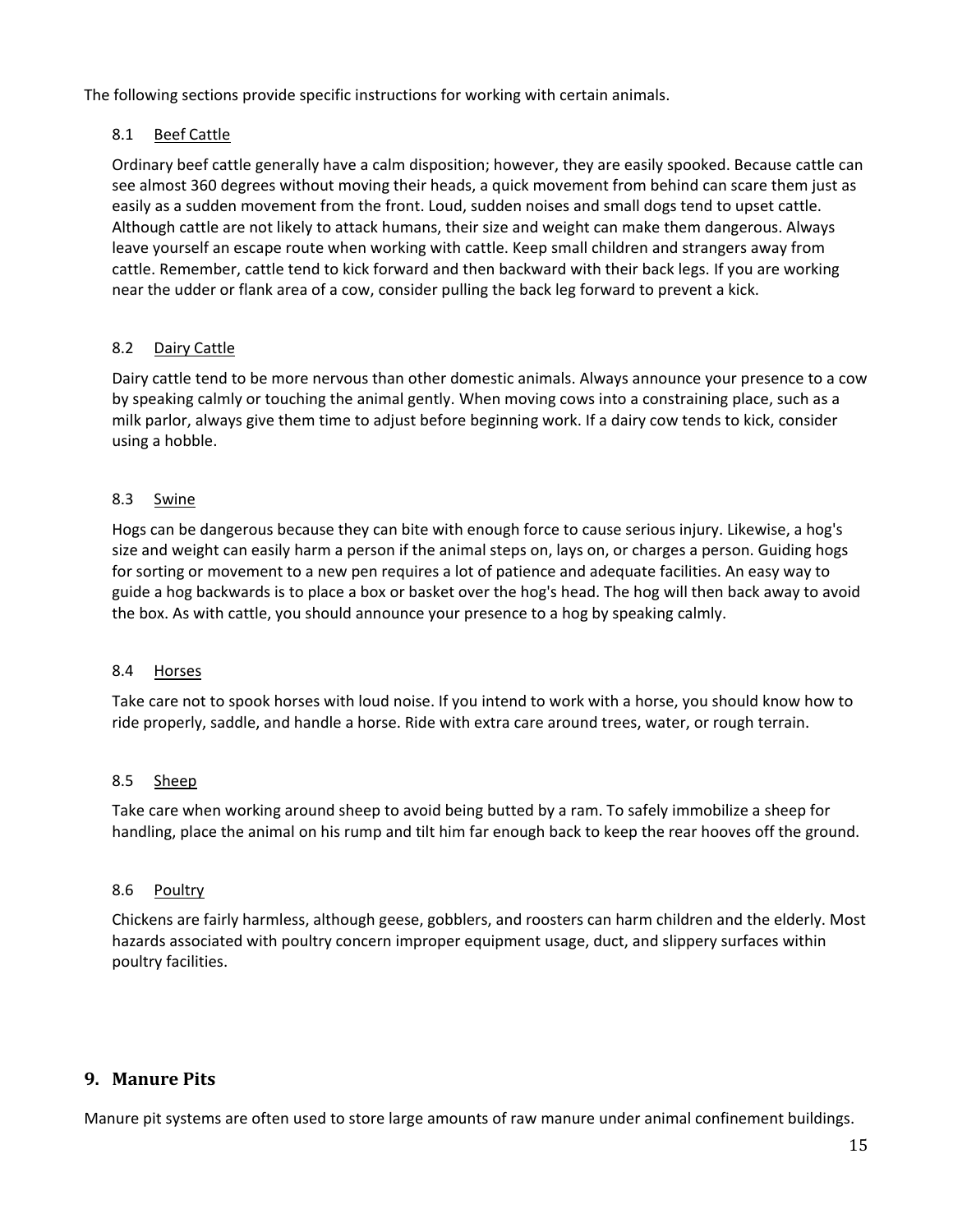The following sections provide specific instructions for working with certain animals.

### 8.1 Beef Cattle

Ordinary beef cattle generally have a calm disposition; however, they are easily spooked. Because cattle can see almost 360 degrees without moving their heads, a quick movement from behind can scare them just as easily as a sudden movement from the front. Loud, sudden noises and small dogs tend to upset cattle. Although cattle are not likely to attack humans, their size and weight can make them dangerous. Always leave yourself an escape route when working with cattle. Keep small children and strangers away from cattle. Remember, cattle tend to kick forward and then backward with their back legs. If you are working near the udder or flank area of a cow, consider pulling the back leg forward to prevent a kick.

### 8.2 Dairy Cattle

Dairy cattle tend to be more nervous than other domestic animals. Always announce your presence to a cow by speaking calmly or touching the animal gently. When moving cows into a constraining place, such as a milk parlor, always give them time to adjust before beginning work. If a dairy cow tends to kick, consider using a hobble.

### 8.3 Swine

Hogs can be dangerous because they can bite with enough force to cause serious injury. Likewise, a hog's size and weight can easily harm a person if the animal steps on, lays on, or charges a person. Guiding hogs for sorting or movement to a new pen requires a lot of patience and adequate facilities. An easy way to guide a hog backwards is to place a box or basket over the hog's head. The hog will then back away to avoid the box. As with cattle, you should announce your presence to a hog by speaking calmly.

### 8.4 Horses

Take care not to spook horses with loud noise. If you intend to work with a horse, you should know how to ride properly, saddle, and handle a horse. Ride with extra care around trees, water, or rough terrain.

### 8.5 Sheep

Take care when working around sheep to avoid being butted by a ram. To safely immobilize a sheep for handling, place the animal on his rump and tilt him far enough back to keep the rear hooves off the ground.

### 8.6 Poultry

Chickens are fairly harmless, although geese, gobblers, and roosters can harm children and the elderly. Most hazards associated with poultry concern improper equipment usage, duct, and slippery surfaces within poultry facilities.

## 9. Manure Pits

Manure pit systems are often used to store large amounts of raw manure under animal confinement buildings.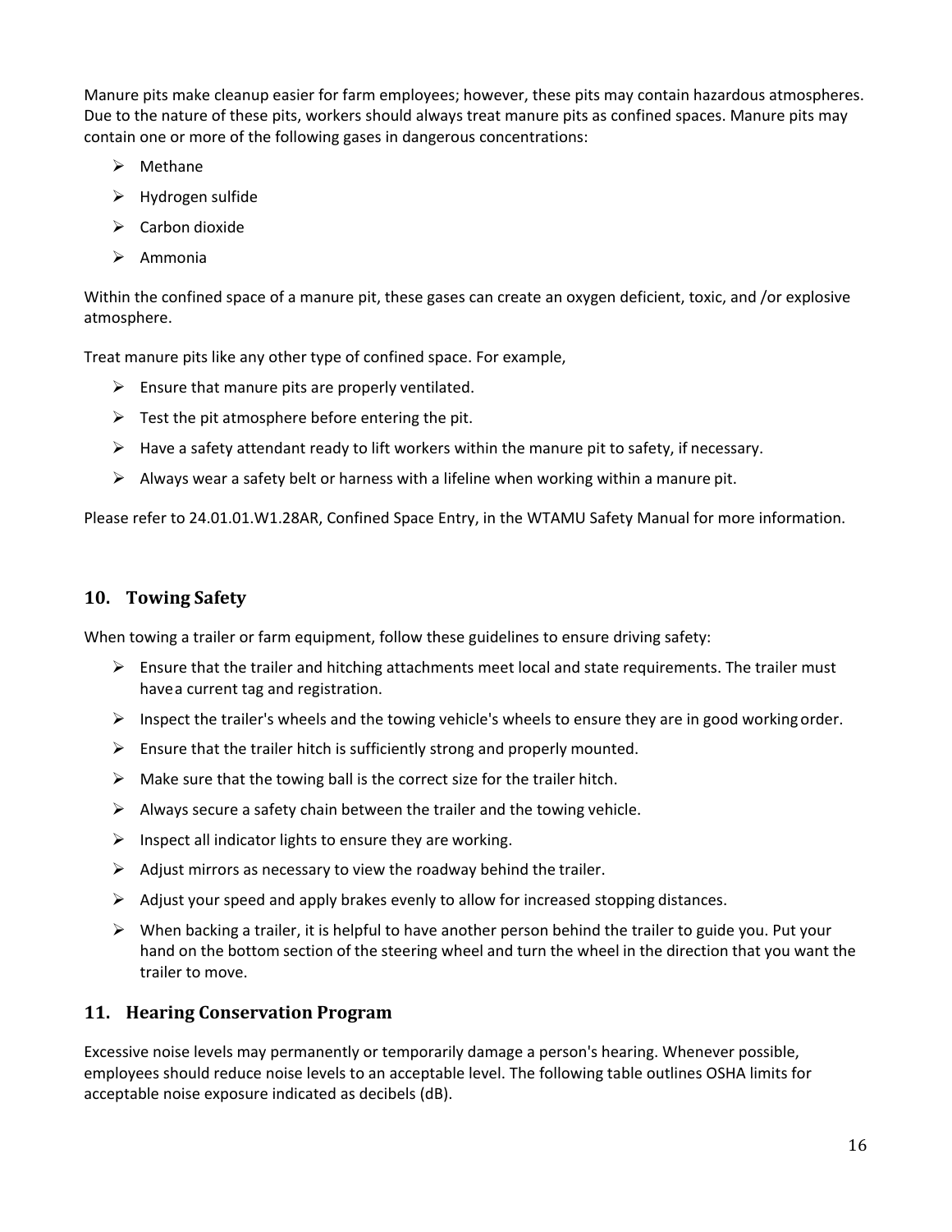Manure pits make cleanup easier for farm employees; however, these pits may contain hazardous atmospheres. Due to the nature of these pits, workers should always treat manure pits as confined spaces. Manure pits may contain one or more of the following gases in dangerous concentrations:

- Methane
- Hydrogen sulfide
- Carbon dioxide
- Ammonia

Within the confined space of a manure pit, these gases can create an oxygen deficient, toxic, and /or explosive atmosphere.

Treat manure pits like any other type of confined space. For example,

- Ensure that manure pits are properly ventilated.
- Test the pit atmosphere before entering the pit.
- Have a safety attendant ready to lift workers within the manure pit to safety, if necessary.
- Always wear a safety belt or harness with a lifeline when working within a manure pit.

Please refer to 24.01.01.W1.28AR, Confined Space Entry, in the WTAMU Safety Manual for more information.

## 10. Towing Safety

When towing a trailer or farm equipment, follow these guidelines to ensure driving safety:

- Ensure that the trailer and hitching attachments meet local and state requirements. The trailer must have a current tag and registration.
- Inspect the trailer's wheels and the towing vehicle's wheels to ensure they are in good working order.
- Ensure that the trailer hitch is sufficiently strong and properly mounted.
- Make sure that the towing ball is the correct size for the trailer hitch.
- Always secure a safety chain between the trailer and the towing vehicle.
- Inspect all indicator lights to ensure they are working.
- Adjust mirrors as necessary to view the roadway behind the trailer.
- Adjust your speed and apply brakes evenly to allow for increased stopping distances.
- When backing a trailer, it is helpful to have another person behind the trailer to guide you. Put your hand on the bottom section of the steering wheel and turn the wheel in the direction that you want the trailer to move.

## 11. Hearing Conservation Program

Excessive noise levels may permanently or temporarily damage a person's hearing. Whenever possible, employees should reduce noise levels to an acceptable level. The following table outlines OSHA limits for acceptable noise exposure indicated as decibels (dB).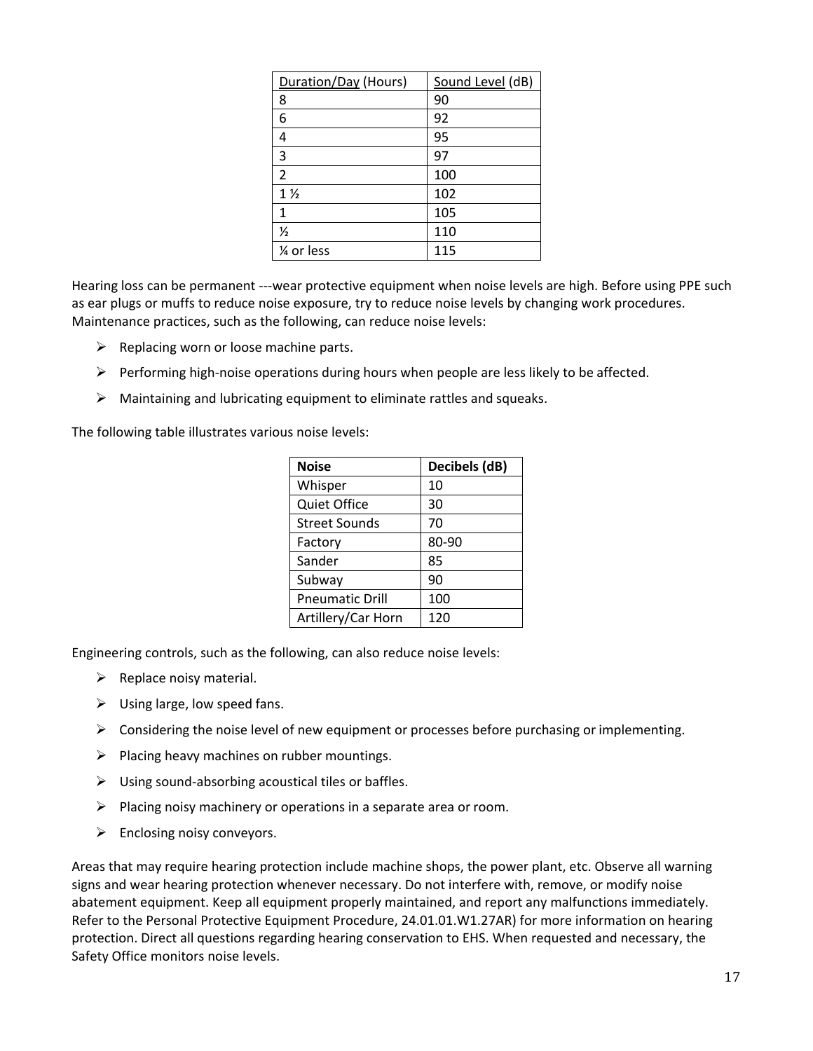| Duration/Day (Hours) | Sound Level (dB) |
|---|---|
| 8 | 90 |
| 6 | 92 |
| 4 | 95 |
| 3 | 97 |
| 2 | 100 |
| 1 ½ | 102 |
| 1 | 105 |
| ½ | 110 |
| ¼ or less | 115 |

Hearing loss can be permanent ---wear protective equipment when noise levels are high. Before using PPE such as ear plugs or muffs to reduce noise exposure, try to reduce noise levels by changing work procedures. Maintenance practices, such as the following, can reduce noise levels:

- Replacing worn or loose machine parts.
- Performing high-noise operations during hours when people are less likely to be affected.
- Maintaining and lubricating equipment to eliminate rattles and squeaks.

The following table illustrates various noise levels:

| **Noise** | **Decibels (dB)** |
|---|---|
| Whisper | 10 |
| Quiet Office | 30 |
| Street Sounds | 70 |
| Factory | 80-90 |
| Sander | 85 |
| Subway | 90 |
| Pneumatic Drill | 100 |
| Artillery/Car Horn | 120 |

Engineering controls, such as the following, can also reduce noise levels:

- Replace noisy material.
- Using large, low speed fans.
- Considering the noise level of new equipment or processes before purchasing or implementing.
- Placing heavy machines on rubber mountings.
- Using sound-absorbing acoustical tiles or baffles.
- Placing noisy machinery or operations in a separate area or room.
- Enclosing noisy conveyors.

Areas that may require hearing protection include machine shops, the power plant, etc. Observe all warning signs and wear hearing protection whenever necessary. Do not interfere with, remove, or modify noise abatement equipment. Keep all equipment properly maintained, and report any malfunctions immediately. Refer to the Personal Protective Equipment Procedure, 24.01.01.W1.27AR) for more information on hearing protection. Direct all questions regarding hearing conservation to EHS. When requested and necessary, the Safety Office monitors noise levels.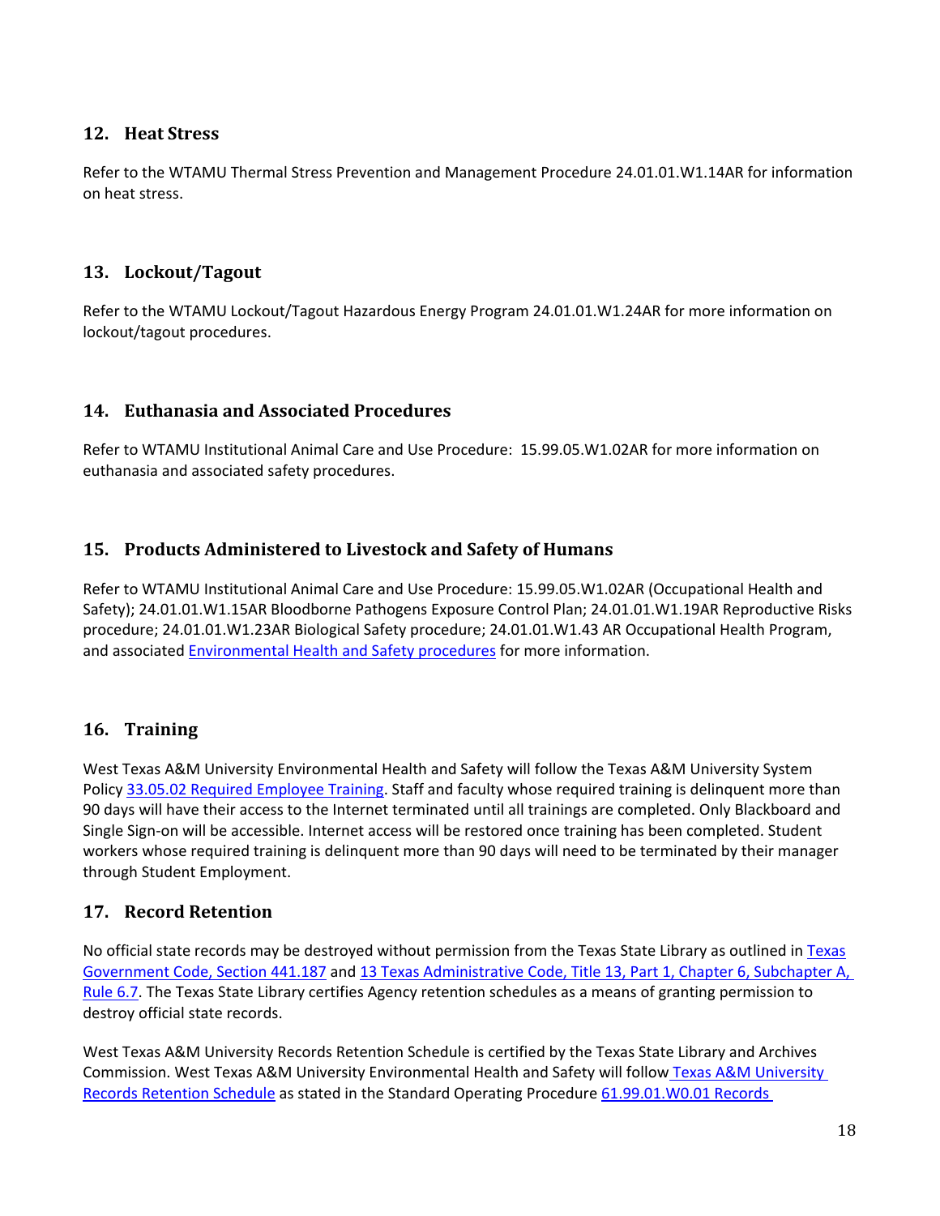## 12. Heat Stress

Refer to the WTAMU Thermal Stress Prevention and Management Procedure 24.01.01.W1.14AR for information on heat stress.

## 13. Lockout/Tagout

Refer to the WTAMU Lockout/Tagout Hazardous Energy Program 24.01.01.W1.24AR for more information on lockout/tagout procedures.

## 14. Euthanasia and Associated Procedures

Refer to WTAMU Institutional Animal Care and Use Procedure: 15.99.05.W1.02AR for more information on euthanasia and associated safety procedures.

## 15. Products Administered to Livestock and Safety of Humans

Refer to WTAMU Institutional Animal Care and Use Procedure: 15.99.05.W1.02AR (Occupational Health and Safety); 24.01.01.W1.15AR Bloodborne Pathogens Exposure Control Plan; 24.01.01.W1.19AR Reproductive Risks procedure; 24.01.01.W1.23AR Biological Safety procedure; 24.01.01.W1.43 AR Occupational Health Program, and associated Environmental Health and Safety procedures for more information.

## 16. Training

West Texas A&M University Environmental Health and Safety will follow the Texas A&M University System Policy 33.05.02 Required Employee Training. Staff and faculty whose required training is delinquent more than 90 days will have their access to the Internet terminated until all trainings are completed. Only Blackboard and Single Sign-on will be accessible. Internet access will be restored once training has been completed. Student workers whose required training is delinquent more than 90 days will need to be terminated by their manager through Student Employment.

## 17. Record Retention

No official state records may be destroyed without permission from the Texas State Library as outlined in Texas Government Code, Section 441.187 and 13 Texas Administrative Code, Title 13, Part 1, Chapter 6, Subchapter A, Rule 6.7. The Texas State Library certifies Agency retention schedules as a means of granting permission to destroy official state records.

West Texas A&M University Records Retention Schedule is certified by the Texas State Library and Archives Commission. West Texas A&M University Environmental Health and Safety will follow Texas A&M University Records Retention Schedule as stated in the Standard Operating Procedure 61.99.01.W0.01 Records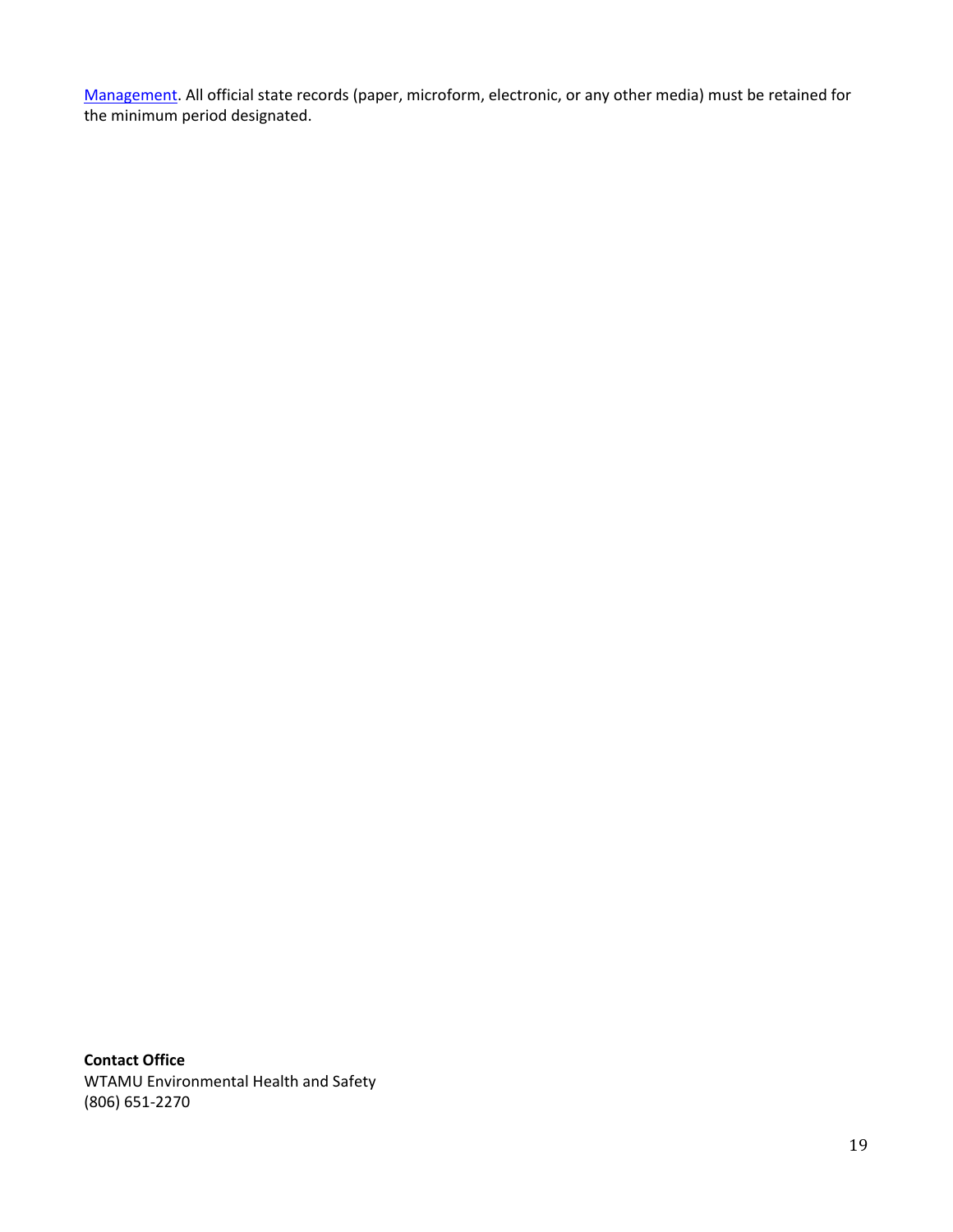[Management](). All official state records (paper, microform, electronic, or any other media) must be retained for the minimum period designated.

**Contact Office**
WTAMU Environmental Health and Safety
(806) 651-2270